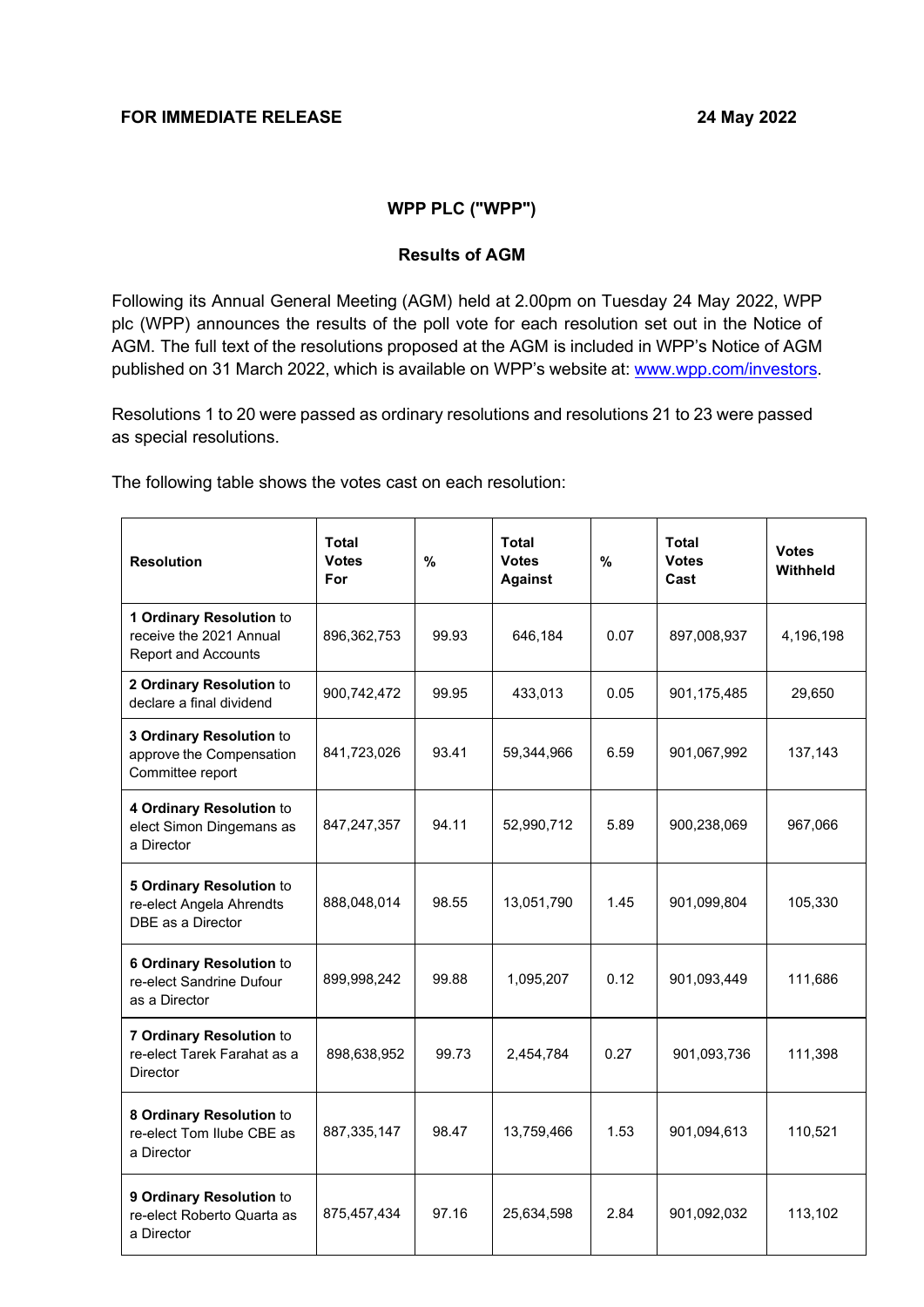**FOR IMMEDIATE RELEASE** **24 May 2022**

## WPP PLC ("WPP")

### Results of AGM

Following its Annual General Meeting (AGM) held at 2.00pm on Tuesday 24 May 2022, WPP plc (WPP) announces the results of the poll vote for each resolution set out in the Notice of AGM. The full text of the resolutions proposed at the AGM is included in WPP's Notice of AGM published on 31 March 2022, which is available on WPP's website at: www.wpp.com/investors.

Resolutions 1 to 20 were passed as ordinary resolutions and resolutions 21 to 23 were passed as special resolutions.

The following table shows the votes cast on each resolution:

| Resolution | Total Votes For | % | Total Votes Against | % | Total Votes Cast | Votes Withheld |
|---|---|---|---|---|---|---|
| **1 Ordinary Resolution** to receive the 2021 Annual Report and Accounts | 896,362,753 | 99.93 | 646,184 | 0.07 | 897,008,937 | 4,196,198 |
| **2 Ordinary Resolution** to declare a final dividend | 900,742,472 | 99.95 | 433,013 | 0.05 | 901,175,485 | 29,650 |
| **3 Ordinary Resolution** to approve the Compensation Committee report | 841,723,026 | 93.41 | 59,344,966 | 6.59 | 901,067,992 | 137,143 |
| **4 Ordinary Resolution** to elect Simon Dingemans as a Director | 847,247,357 | 94.11 | 52,990,712 | 5.89 | 900,238,069 | 967,066 |
| **5 Ordinary Resolution** to re-elect Angela Ahrendts DBE as a Director | 888,048,014 | 98.55 | 13,051,790 | 1.45 | 901,099,804 | 105,330 |
| **6 Ordinary Resolution** to re-elect Sandrine Dufour as a Director | 899,998,242 | 99.88 | 1,095,207 | 0.12 | 901,093,449 | 111,686 |
| **7 Ordinary Resolution** to re-elect Tarek Farahat as a Director | 898,638,952 | 99.73 | 2,454,784 | 0.27 | 901,093,736 | 111,398 |
| **8 Ordinary Resolution** to re-elect Tom Ilube CBE as a Director | 887,335,147 | 98.47 | 13,759,466 | 1.53 | 901,094,613 | 110,521 |
| **9 Ordinary Resolution** to re-elect Roberto Quarta as a Director | 875,457,434 | 97.16 | 25,634,598 | 2.84 | 901,092,032 | 113,102 |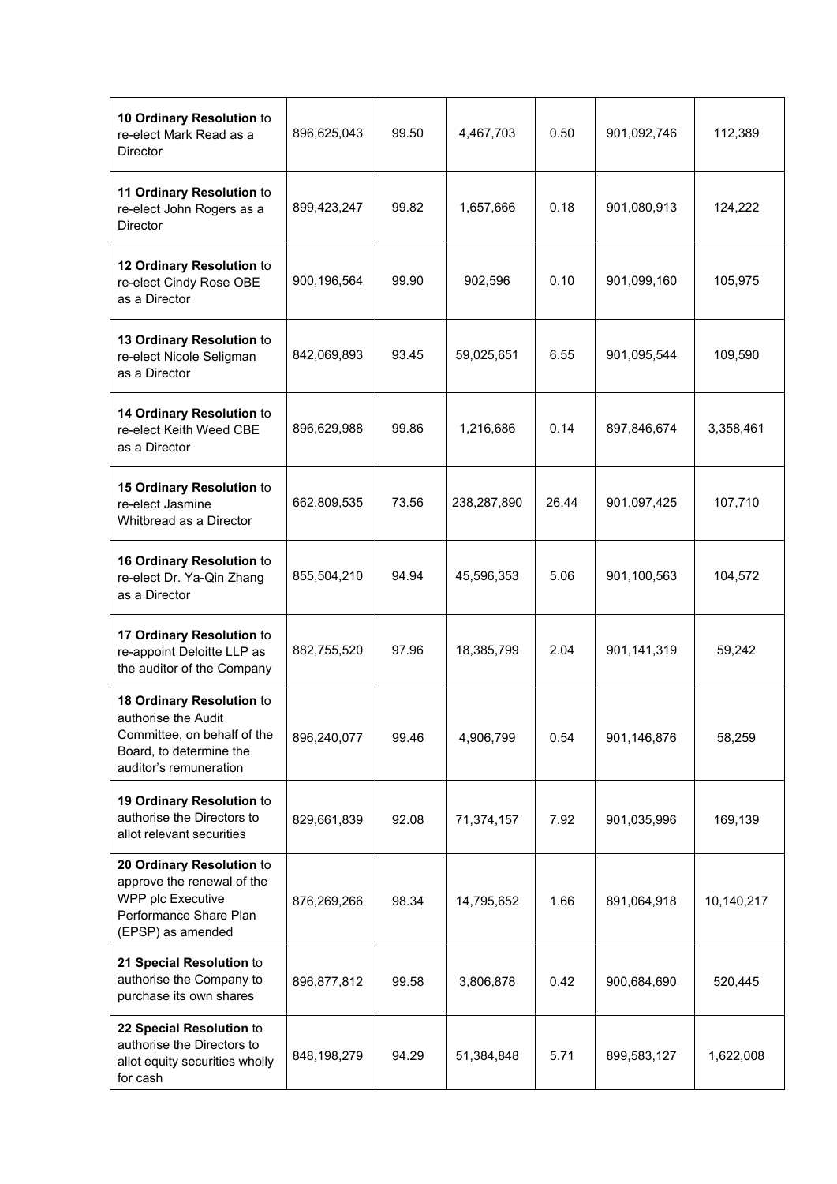| | | | | | | |
|---|---|---|---|---|---|---|
| **10 Ordinary Resolution** to re-elect Mark Read as a Director | 896,625,043 | 99.50 | 4,467,703 | 0.50 | 901,092,746 | 112,389 |
| **11 Ordinary Resolution** to re-elect John Rogers as a Director | 899,423,247 | 99.82 | 1,657,666 | 0.18 | 901,080,913 | 124,222 |
| **12 Ordinary Resolution** to re-elect Cindy Rose OBE as a Director | 900,196,564 | 99.90 | 902,596 | 0.10 | 901,099,160 | 105,975 |
| **13 Ordinary Resolution** to re-elect Nicole Seligman as a Director | 842,069,893 | 93.45 | 59,025,651 | 6.55 | 901,095,544 | 109,590 |
| **14 Ordinary Resolution** to re-elect Keith Weed CBE as a Director | 896,629,988 | 99.86 | 1,216,686 | 0.14 | 897,846,674 | 3,358,461 |
| **15 Ordinary Resolution** to re-elect Jasmine Whitbread as a Director | 662,809,535 | 73.56 | 238,287,890 | 26.44 | 901,097,425 | 107,710 |
| **16 Ordinary Resolution** to re-elect Dr. Ya-Qin Zhang as a Director | 855,504,210 | 94.94 | 45,596,353 | 5.06 | 901,100,563 | 104,572 |
| **17 Ordinary Resolution** to re-appoint Deloitte LLP as the auditor of the Company | 882,755,520 | 97.96 | 18,385,799 | 2.04 | 901,141,319 | 59,242 |
| **18 Ordinary Resolution** to authorise the Audit Committee, on behalf of the Board, to determine the auditor's remuneration | 896,240,077 | 99.46 | 4,906,799 | 0.54 | 901,146,876 | 58,259 |
| **19 Ordinary Resolution** to authorise the Directors to allot relevant securities | 829,661,839 | 92.08 | 71,374,157 | 7.92 | 901,035,996 | 169,139 |
| **20 Ordinary Resolution** to approve the renewal of the WPP plc Executive Performance Share Plan (EPSP) as amended | 876,269,266 | 98.34 | 14,795,652 | 1.66 | 891,064,918 | 10,140,217 |
| **21 Special Resolution** to authorise the Company to purchase its own shares | 896,877,812 | 99.58 | 3,806,878 | 0.42 | 900,684,690 | 520,445 |
| **22 Special Resolution** to authorise the Directors to allot equity securities wholly for cash | 848,198,279 | 94.29 | 51,384,848 | 5.71 | 899,583,127 | 1,622,008 |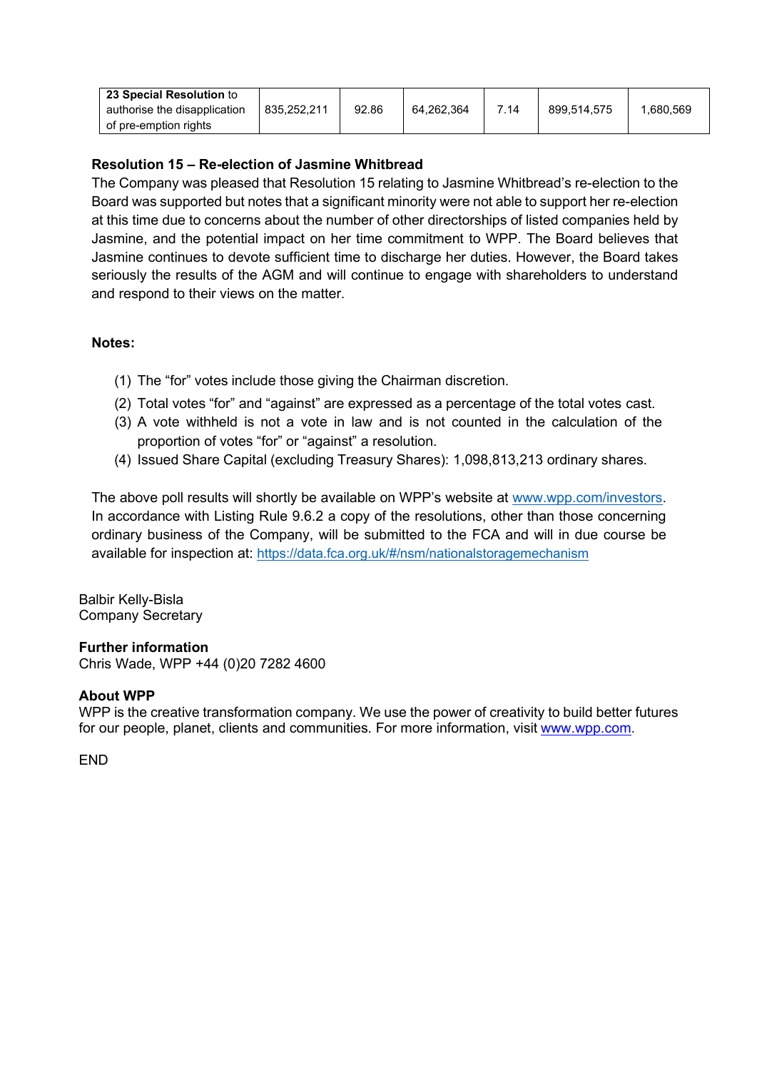| | | | | | | |
|---|---|---|---|---|---|---|
| **23 Special Resolution** to authorise the disapplication of pre-emption rights | 835,252,211 | 92.86 | 64,262,364 | 7.14 | 899,514,575 | 1,680,569 |

**Resolution 15 – Re-election of Jasmine Whitbread**

The Company was pleased that Resolution 15 relating to Jasmine Whitbread's re-election to the Board was supported but notes that a significant minority were not able to support her re-election at this time due to concerns about the number of other directorships of listed companies held by Jasmine, and the potential impact on her time commitment to WPP. The Board believes that Jasmine continues to devote sufficient time to discharge her duties. However, the Board takes seriously the results of the AGM and will continue to engage with shareholders to understand and respond to their views on the matter.

**Notes:**

(1) The "for" votes include those giving the Chairman discretion.
(2) Total votes "for" and "against" are expressed as a percentage of the total votes cast.
(3) A vote withheld is not a vote in law and is not counted in the calculation of the proportion of votes "for" or "against" a resolution.
(4) Issued Share Capital (excluding Treasury Shares): 1,098,813,213 ordinary shares.

The above poll results will shortly be available on WPP's website at www.wpp.com/investors. In accordance with Listing Rule 9.6.2 a copy of the resolutions, other than those concerning ordinary business of the Company, will be submitted to the FCA and will in due course be available for inspection at: https://data.fca.org.uk/#/nsm/nationalstoragemechanism

Balbir Kelly-Bisla
Company Secretary

**Further information**
Chris Wade, WPP +44 (0)20 7282 4600

**About WPP**
WPP is the creative transformation company. We use the power of creativity to build better futures for our people, planet, clients and communities. For more information, visit www.wpp.com.

END